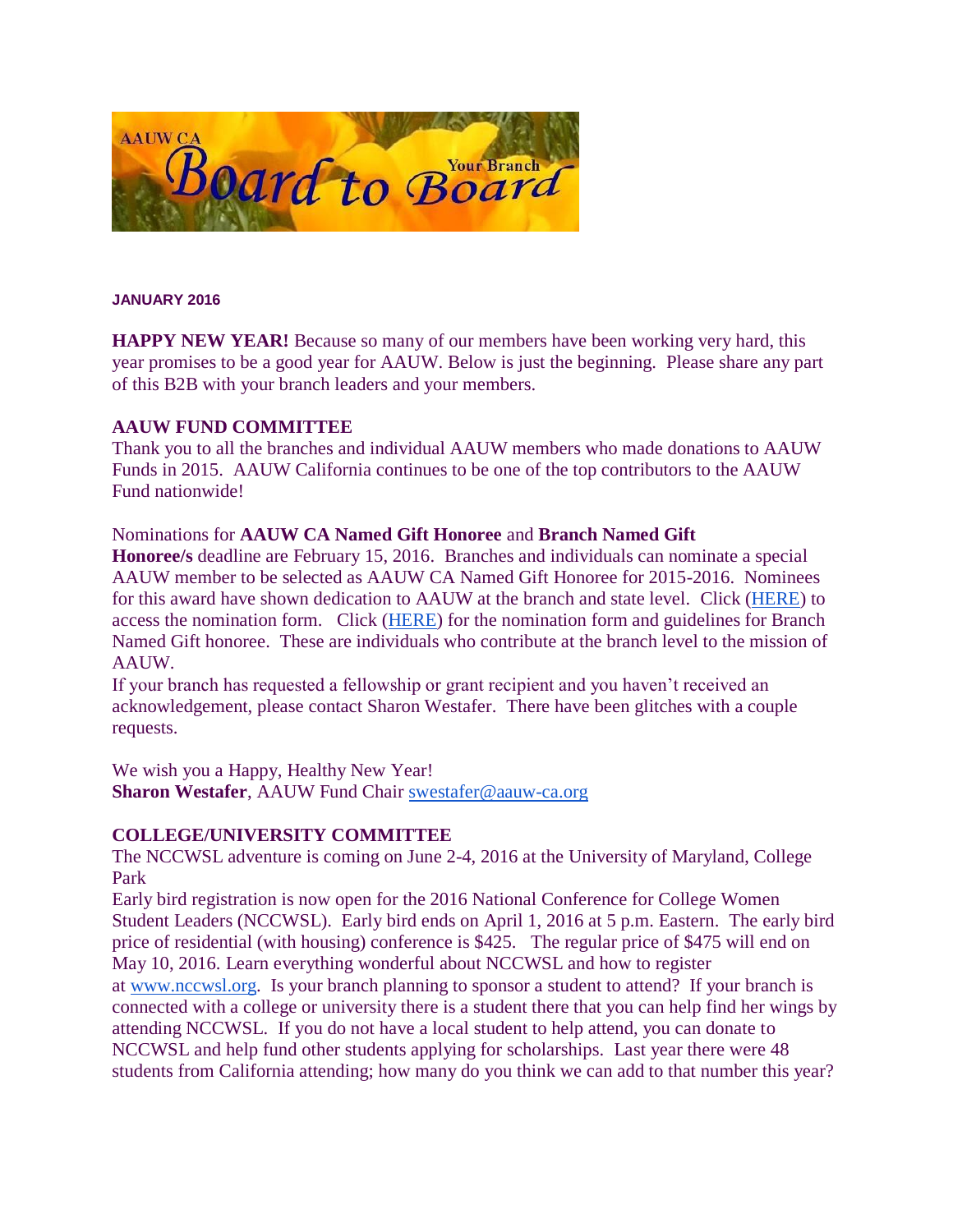AAUW CA **Board to Board** Your Branch

**JANUARY 2016**

**HAPPY NEW YEAR!** Because so many of our members have been working very hard, this year promises to be a good year for AAUW. Below is just the beginning. Please share any part of this B2B with your branch leaders and your members.

**AAUW FUND COMMITTEE**

Thank you to all the branches and individual AAUW members who made donations to AAUW Funds in 2015. AAUW California continues to be one of the top contributors to the AAUW Fund nationwide!

Nominations for **AAUW CA Named Gift Honoree** and **Branch Named Gift Honoree/s** deadline are February 15, 2016. Branches and individuals can nominate a special AAUW member to be selected as AAUW CA Named Gift Honoree for 2015-2016. Nominees for this award have shown dedication to AAUW at the branch and state level. Click (HERE) to access the nomination form. Click (HERE) for the nomination form and guidelines for Branch Named Gift honoree. These are individuals who contribute at the branch level to the mission of AAUW.

If your branch has requested a fellowship or grant recipient and you haven't received an acknowledgement, please contact Sharon Westafer. There have been glitches with a couple requests.

We wish you a Happy, Healthy New Year!
**Sharon Westafer**, AAUW Fund Chair swestafer@aauw-ca.org

**COLLEGE/UNIVERSITY COMMITTEE**

The NCCWSL adventure is coming on June 2-4, 2016 at the University of Maryland, College Park

Early bird registration is now open for the 2016 National Conference for College Women Student Leaders (NCCWSL). Early bird ends on April 1, 2016 at 5 p.m. Eastern. The early bird price of residential (with housing) conference is $425. The regular price of $475 will end on May 10, 2016. Learn everything wonderful about NCCWSL and how to register at www.nccwsl.org. Is your branch planning to sponsor a student to attend? If your branch is connected with a college or university there is a student there that you can help find her wings by attending NCCWSL. If you do not have a local student to help attend, you can donate to NCCWSL and help fund other students applying for scholarships. Last year there were 48 students from California attending; how many do you think we can add to that number this year?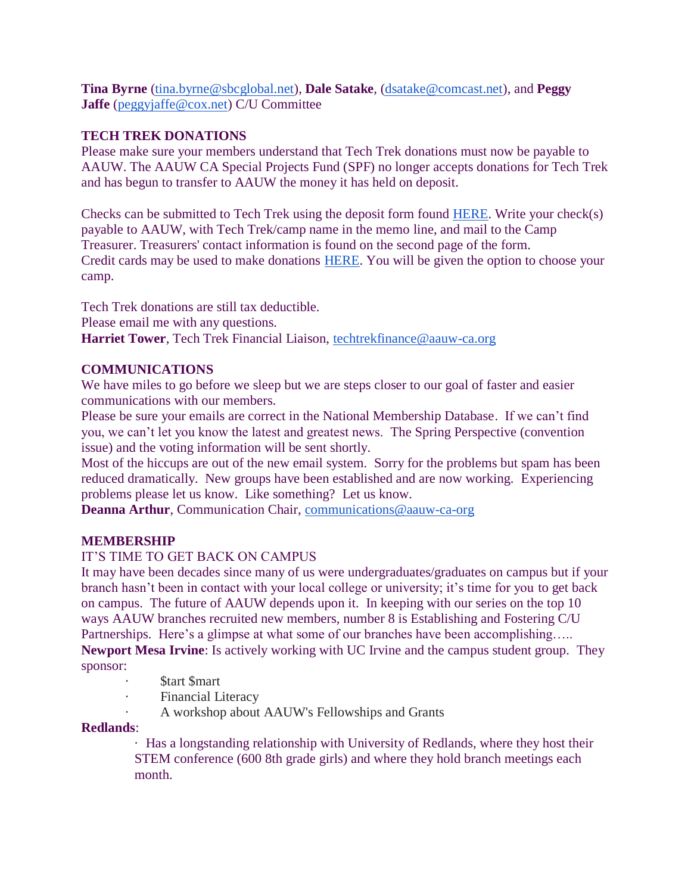**Tina Byrne** (tina.byrne@sbcglobal.net), **Dale Satake**, (dsatake@comcast.net), and **Peggy Jaffe** (peggyjaffe@cox.net) C/U Committee

**TECH TREK DONATIONS**

Please make sure your members understand that Tech Trek donations must now be payable to AAUW. The AAUW CA Special Projects Fund (SPF) no longer accepts donations for Tech Trek and has begun to transfer to AAUW the money it has held on deposit.

Checks can be submitted to Tech Trek using the deposit form found HERE. Write your check(s) payable to AAUW, with Tech Trek/camp name in the memo line, and mail to the Camp Treasurer. Treasurers' contact information is found on the second page of the form.
Credit cards may be used to make donations HERE. You will be given the option to choose your camp.

Tech Trek donations are still tax deductible.
Please email me with any questions.
**Harriet Tower**, Tech Trek Financial Liaison, techtrekfinance@aauw-ca.org

**COMMUNICATIONS**

We have miles to go before we sleep but we are steps closer to our goal of faster and easier communications with our members.
Please be sure your emails are correct in the National Membership Database. If we can't find you, we can't let you know the latest and greatest news. The Spring Perspective (convention issue) and the voting information will be sent shortly.
Most of the hiccups are out of the new email system. Sorry for the problems but spam has been reduced dramatically. New groups have been established and are now working. Experiencing problems please let us know. Like something? Let us know.
**Deanna Arthur**, Communication Chair, communications@aauw-ca-org

**MEMBERSHIP**

IT'S TIME TO GET BACK ON CAMPUS

It may have been decades since many of us were undergraduates/graduates on campus but if your branch hasn't been in contact with your local college or university; it's time for you to get back on campus. The future of AAUW depends upon it. In keeping with our series on the top 10 ways AAUW branches recruited new members, number 8 is Establishing and Fostering C/U Partnerships. Here's a glimpse at what some of our branches have been accomplishing…..

**Newport Mesa Irvine**: Is actively working with UC Irvine and the campus student group. They sponsor:

- $tart $mart
- Financial Literacy
- A workshop about AAUW's Fellowships and Grants

**Redlands**:

- Has a longstanding relationship with University of Redlands, where they host their STEM conference (600 8th grade girls) and where they hold branch meetings each month.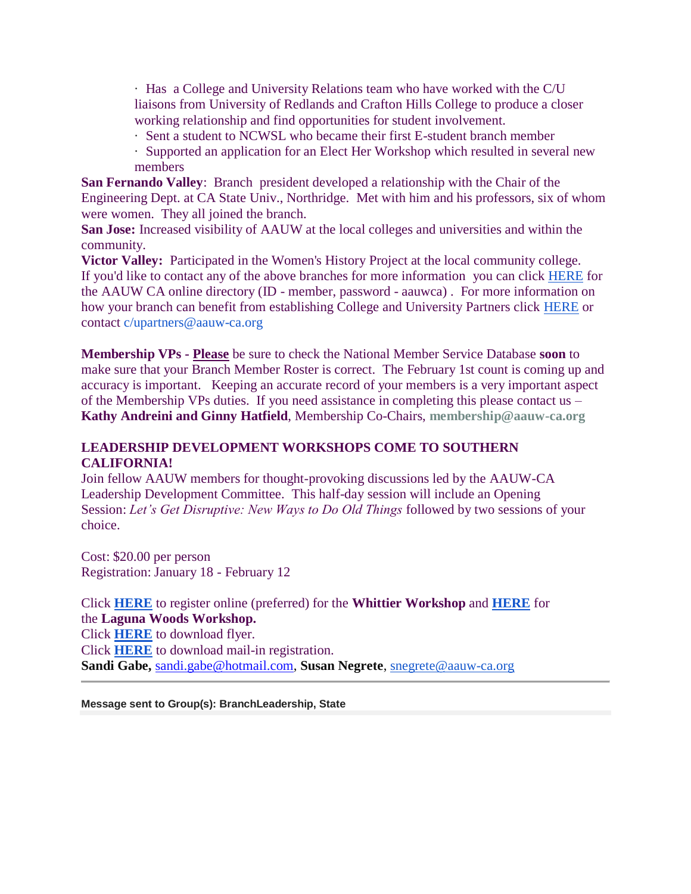- Has a College and University Relations team who have worked with the C/U liaisons from University of Redlands and Crafton Hills College to produce a closer working relationship and find opportunities for student involvement.
- Sent a student to NCWSL who became their first E-student branch member
- Supported an application for an Elect Her Workshop which resulted in several new members

**San Fernando Valley**: Branch president developed a relationship with the Chair of the Engineering Dept. at CA State Univ., Northridge. Met with him and his professors, six of whom were women. They all joined the branch.
**San Jose:** Increased visibility of AAUW at the local colleges and universities and within the community.
**Victor Valley:** Participated in the Women's History Project at the local community college.
If you'd like to contact any of the above branches for more information you can click HERE for the AAUW CA online directory (ID - member, password - aauwca) . For more information on how your branch can benefit from establishing College and University Partners click HERE or contact c/upartners@aauw-ca.org

**Membership VPs - Please** be sure to check the National Member Service Database **soon** to make sure that your Branch Member Roster is correct. The February 1st count is coming up and accuracy is important. Keeping an accurate record of your members is a very important aspect of the Membership VPs duties. If you need assistance in completing this please contact us – **Kathy Andreini and Ginny Hatfield**, Membership Co-Chairs, **membership@aauw-ca.org**

**LEADERSHIP DEVELOPMENT WORKSHOPS COME TO SOUTHERN CALIFORNIA!**
Join fellow AAUW members for thought-provoking discussions led by the AAUW-CA Leadership Development Committee. This half-day session will include an Opening Session: *Let's Get Disruptive: New Ways to Do Old Things* followed by two sessions of your choice.

Cost: $20.00 per person
Registration: January 18 - February 12

Click **HERE** to register online (preferred) for the **Whittier Workshop** and **HERE** for the **Laguna Woods Workshop.**
Click **HERE** to download flyer.
Click **HERE** to download mail-in registration.
**Sandi Gabe,** sandi.gabe@hotmail.com, **Susan Negrete**, snegrete@aauw-ca.org

---

**Message sent to Group(s): BranchLeadership, State**